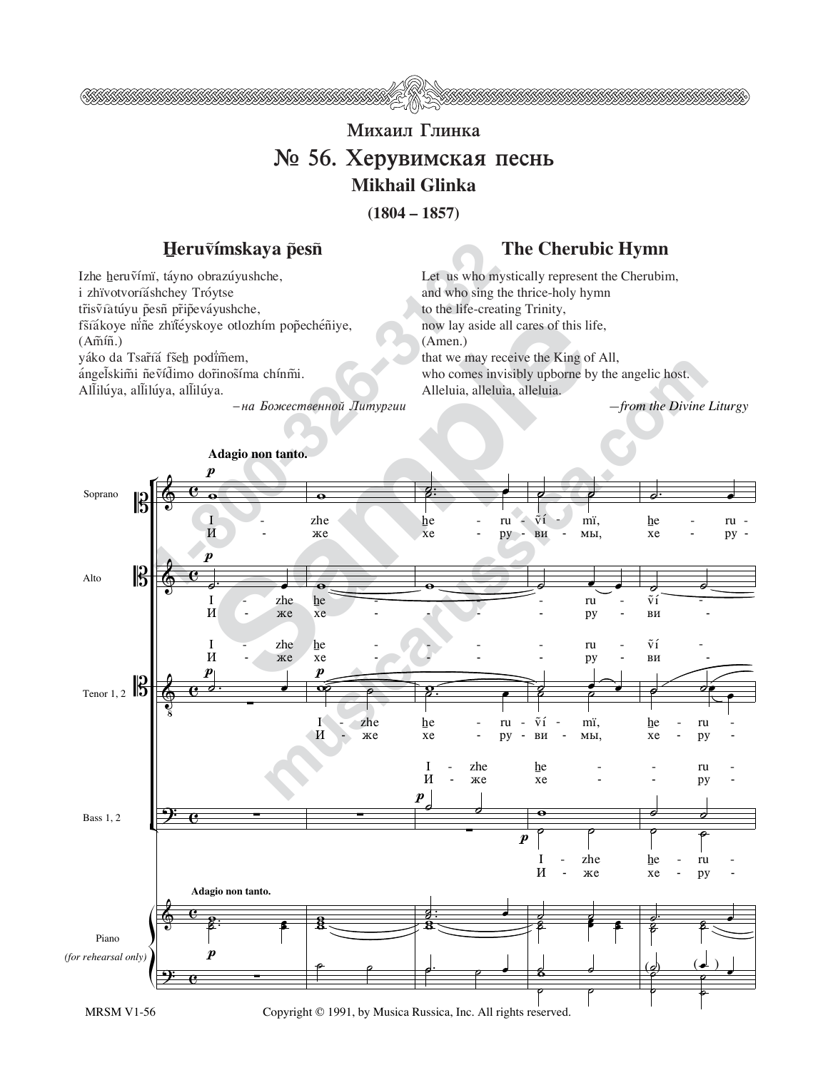# Михаил Глинка
# № 56. Херувимская песнь
## Mikhail Glinka
**(1804 – 1857)**

### H̱eruṽímskaya p̃esñ

Izhe ẖeruṽímï, táyno obrazúyushche,
i zhïvotvoríãshchey Tróytse
t̃risṽĩatúyu p̃esñ p̃rip̃eváyushche,
fšĩákoye ñ̃ñe zhïtéyskoye otlozhím pop̃echéñiye,
(Am̃íñ.)
yáko da Tsar̃ĩá fše̱h pod̃ím̃em,
ángel̃skim̃i ñeṽíd̃imo dor̃inoš̃íma chíñm̃i.
All̃ilúya, all̃ilúya, all̃ilúya.

*—на Божественной Литургии*

### The Cherubic Hymn

Let us who mystically represent the Cherubim,
and who sing the thrice-holy hymn
to the life-creating Trinity,
now lay aside all cares of this life,
(Amen.)
that we may receive the King of All,
who comes invisibly upborne by the angelic host.
Alleluia, alleluia, alleluia.

*—from the Divine Liturgy*

**Adagio non tanto.**

Soprano: I - zhe ẖe - ru - ṽí - mï, ẖe - ru -
И - же хе - ру - ви - мы, хе - ру -

Alto: I - zhe ẖe - - - - ru - ṽí -
И - же хе - - - - ру - ви -

Tenor 1, 2: I - zhe ẖe - ru - ṽí - mï, ẖe - ru -
И - же хе - ру - ви - мы, хе - ру -

Bass 1, 2: I - zhe ẖe - - ru -
И - же хе - - ру -

Piano (for rehearsal only)

MRSM V1-56 Copyright © 1991, by Musica Russica, Inc. All rights reserved.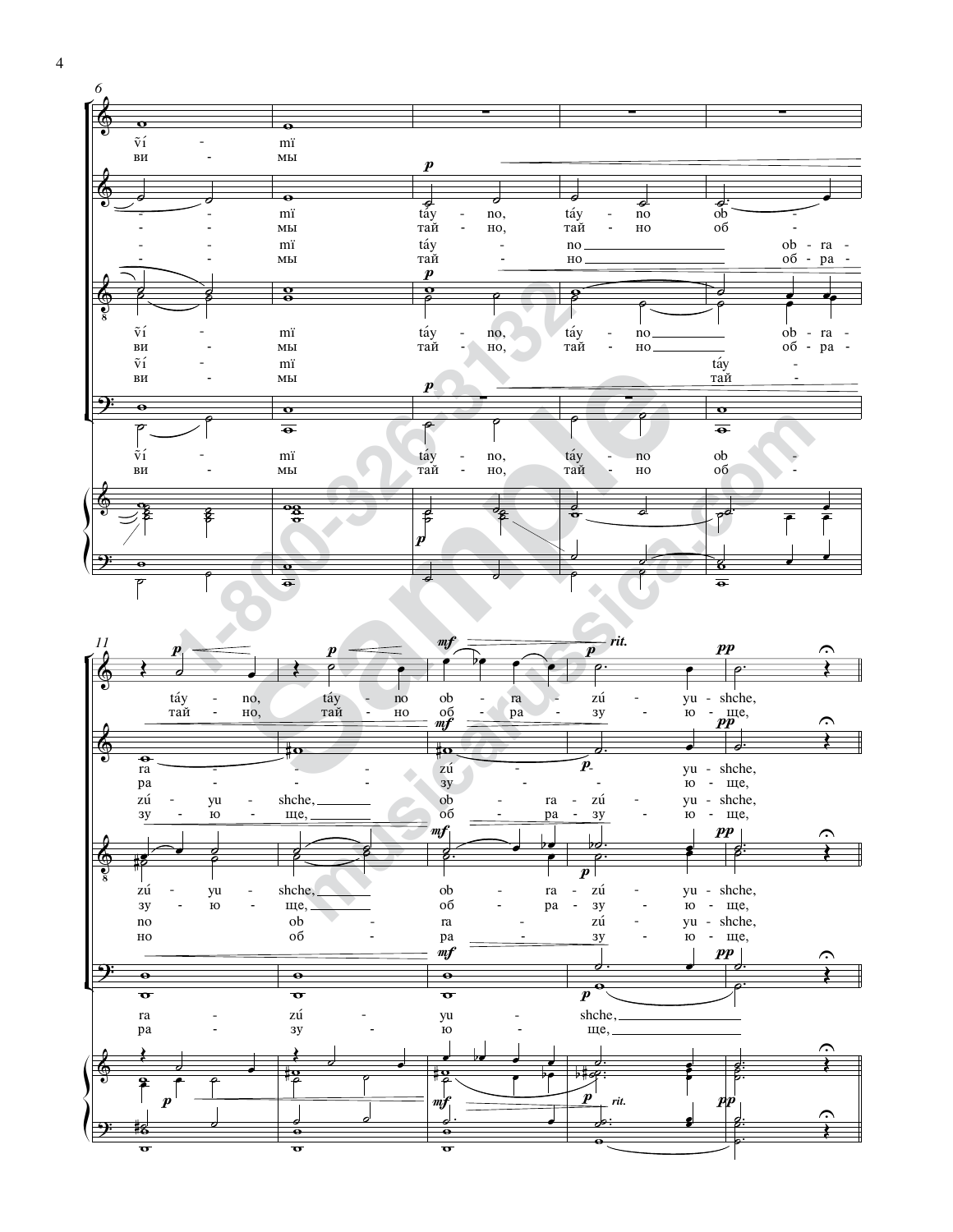vĩ - mï

ви - мы

táy - no, táy - no ob - ra - zú - yu - shche,

тай - но, тай - но об - ра - зу - ю - ще,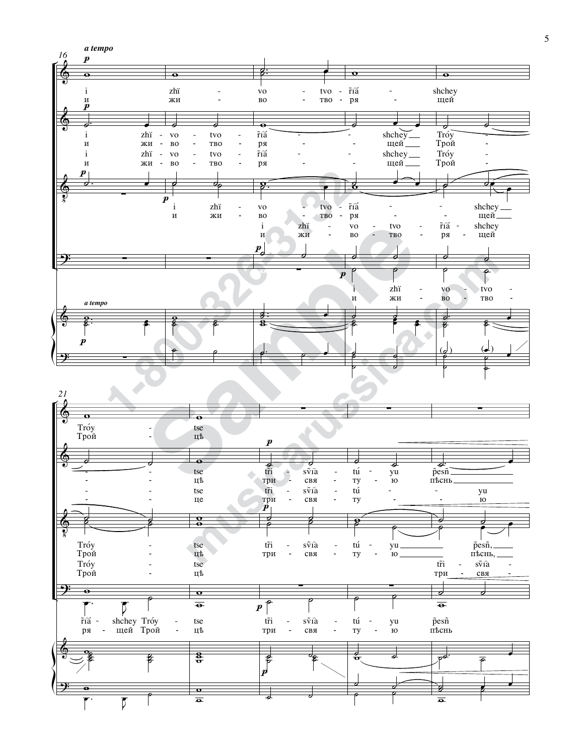*a tempo*

i zhï - vo - tvo - r̃ïä - shchey
и жи - во - тво - ря - щей

i zhï - vo - tvo - r̃ïä - - shchey Tróy -
и жи - во - тво - ря - - щей Трой -
i zhï - vo - tvo - r̃ïä - - shchey Tróy -
и жи - во - тво - ря - - щей Трой -

i zhï - vo - tvo - r̃ïä - - shchey
и жи - во - тво - ря - - щей
i zhï - vo - tvo - r̃ïä - shchey
и жи - во - тво - ря - щей

i zhï - vo - tvo -
и жи - во - тво -

*a tempo*

Tróy - tse
Трой - цѣ

- - tse tr̃i - sv̂ia - tú - yu p̃esñ
- - цѣ три - свя - ту - ю пѣснь
- - tse tr̃i - sv̂ia - tú - - yu
- - це три - свя - ту - - ю

Tróy - tse tr̃i - sv̂ia - tú - yu p̃esñ,
Трой - цѣ три - свя - ту - ю пѣснь,
Tróy - tse tr̃i - sv̂ia -
Трой - цѣ три - свя -

r̃ïä - shchey Tróy - tse tr̃i - sv̂ia - tú - yu p̃esñ
ря - щей Трой - цѣ три - свя - ту - ю пѣснь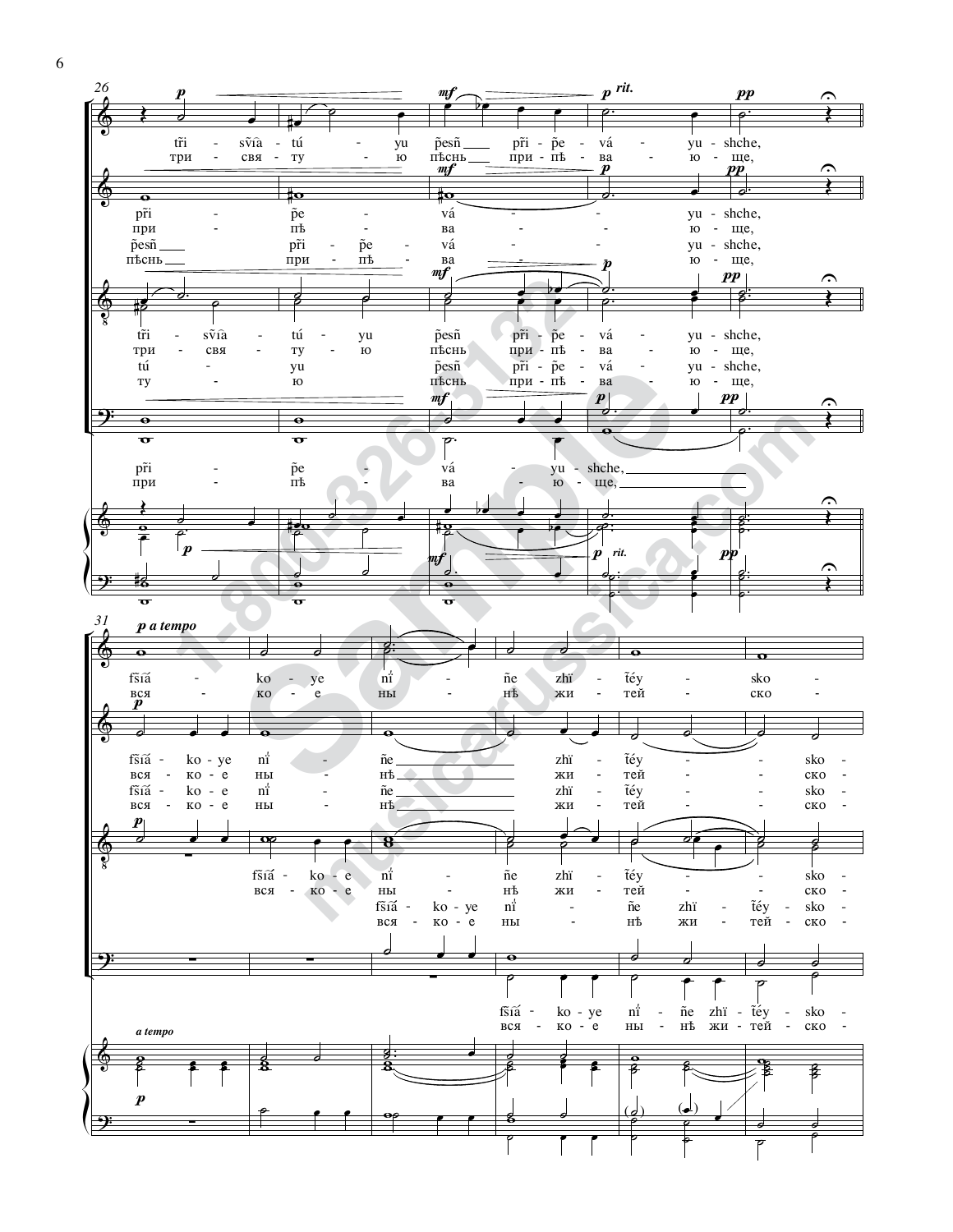tři - sv̂ia - tú - yu p̃esñ pr̃i - p̃e - vá - yu - shche,
три - свя - ту - ю пѣснь при - пѣ - ва - ю - ще,

pr̃i - p̃e - vá - yu - shche,
при - пѣ - ва - ю - ще,
p̃esñ pr̃i - p̃e - vá - yu - shche,
пѣснь при - пѣ - ва - ю - ще,

tři - sv̂ia - tú - yu p̃esñ pr̃i - p̃e - vá - yu - shche,
три - свя - ту - ю пѣснь при - пѣ - ва - ю - ще,
tú - yu p̃esñ pr̃i - p̃e - vá - yu - shche,
ту - ю пѣснь при - пѣ - ва - ю - ще,

pr̃i - p̃e - vá - yu - shche,
при - пѣ - ва - ю - ще,

fsiá - ko - ye ni - ñe zhï - ťéy - sko -
вся - ко - е ны - нѣ жи - тей - ско -

fsiá - ko - ye ni - ñe zhï - ťéy - sko -
вся - ко - е ны - нѣ жи - тей - ско -
fsiá - ko - ye ni - ñe zhï - ťéy - sko -
вся - ко - е ны - нѣ жи - тей - ско -

fsiá - ko - ye ni - ñe zhï - ťéy - sko -
вся - ко - е ны - нѣ жи - тей - ско -
fsiá - ko - ye ni - ñe zhï - ťéy - sko -
вся - ко - е ны - нѣ жи - тей - ско -

fsiá - ko - ye ni - ñe zhï - ťéy - sko -
вся - ко - е ны - нѣ жи - тей - ско -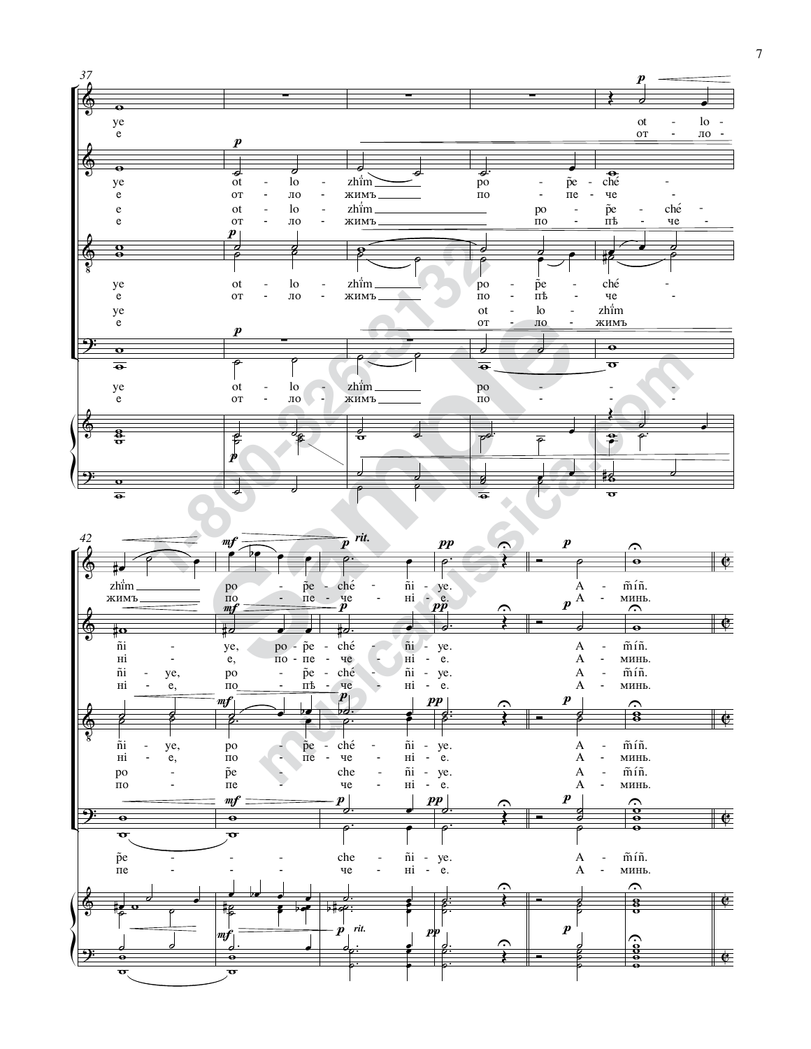37

ye
e

ot - lo -
от - ло -

ye ot - lo - zhi̋m ro - p̃e - ché -
е от - ло - жимъ по - пе - че -

e ot - lo - zhi̋m ro - p̃e - ché -
е от - ло - жимъ по - пѣ - че -

ye ot - lo - zhi̋m ro - p̃e - ché -
е от - ло - жимъ по - пѣ - че -

ye ot - lo - zhi̋m
е от - ло - жимъ

ye ot - lo - zhi̋m ro - - - -
е от - ло - жимъ по - - - -

42

zhi̋m ro - p̃e - ché - ñi - ye. A - m̃íñ.
жимъ по - пе - че - ні - е. А - минь.

ñi - ye, ro - p̃e - ché - ñi - ye. A - m̃íñ.
ні - е, по - пе - че - ні - е. А - минь.

ñi - ye, ro - p̃e - ché - ñi - ye. A - m̃íñ.
ні - е, по - пѣ - че - ні - е. А - минь.

ñi - ye, ro - p̃e - ché - ñi - ye. A - m̃íñ.
ні - е, по - пе - че - ні - е. А - минь.

ro - p̃e - che - ñi - ye. A - m̃íñ.
по - пе - че - ні - е. А - минь.

p̃e - - - - che - ñi - ye. A - m̃íñ.
пе - - - - че - ні - е. А - минь.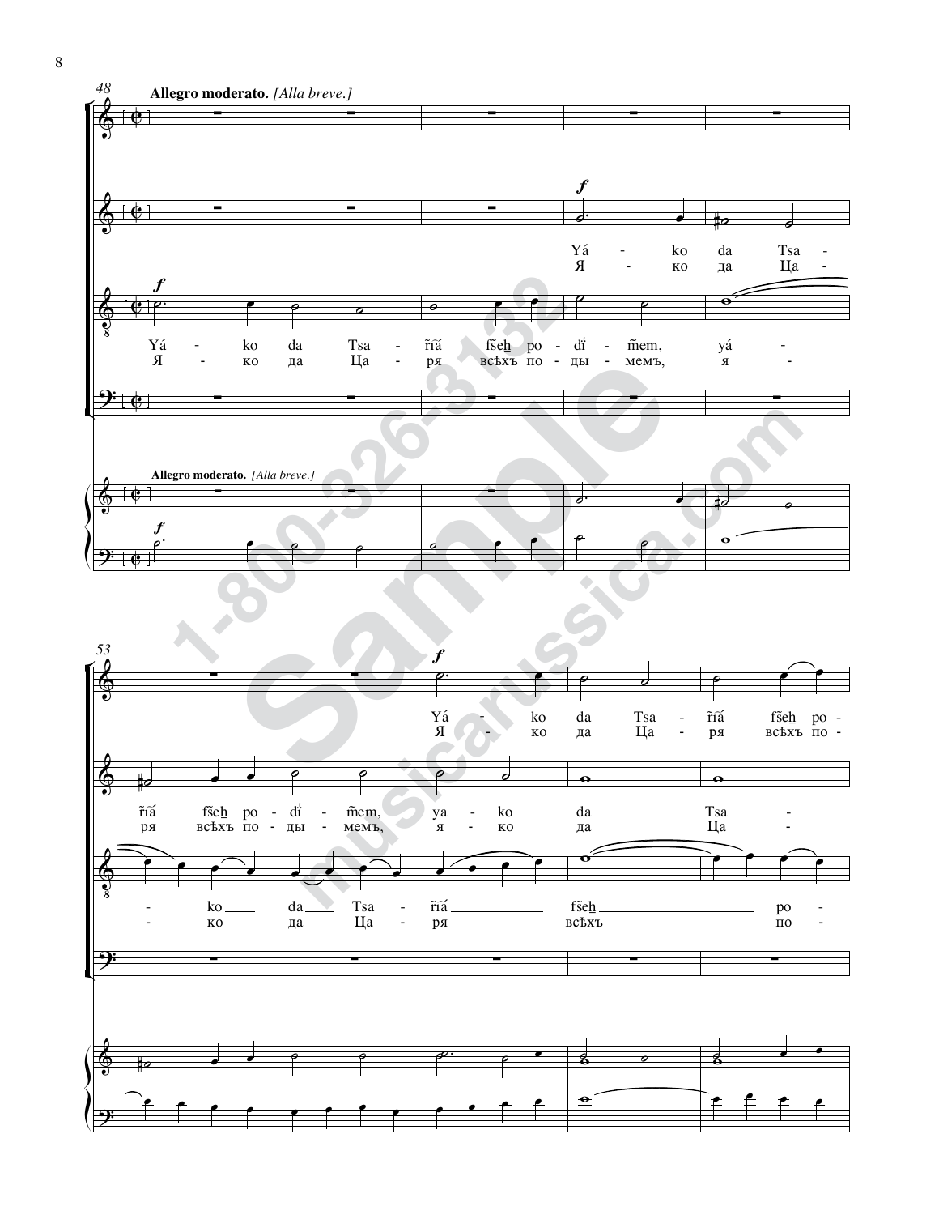**Allegro moderato.** *[Alla breve.]*

Yá - ko da Tsa - ȓiá fšeh po - di - m̃em, yá -

Я - ко да Ца - ря всѣхъ по - ды - мемъ, я -

Yá - ko da Tsa -

Я - ко да Ца -

**Allegro moderato.** *[Alla breve.]*

- ko da Tsa - ȓiá fšeh po -

- ко да Ца - ря всѣхъ по -

ȓiá fšeh po - di - m̃em, ya - ko da Tsa -

ря всѣхъ по - ды - мемъ, я - ко да Ца -

Yá - ko da Tsa - ȓiá fšeh po -

Я - ко да Ца - ря всѣхъ по -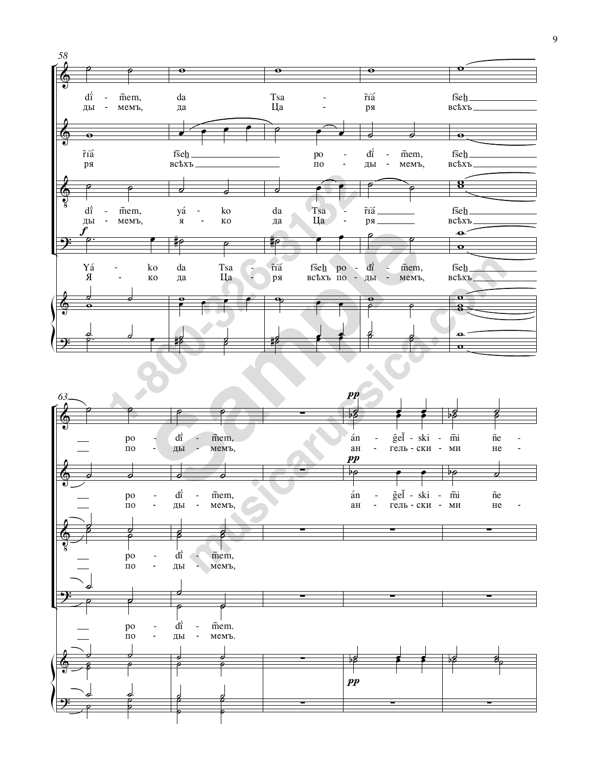58

dǐ - m̃em, da Tsa - r̃ǐá fšeh̲
ды - мемъ, да Ца - ря всѣхъ

r̃ǐá fšeh̲ po - dǐ - m̃em, fšeh̲
ря всѣхъ по - ды - мемъ, всѣхъ

dǐ - m̃em, yá - ko da Tsa - r̃ǐá fšeh̲
ды - мемъ, я - ко да Ца - ря всѣхъ

*f*

Yá - ko da Tsa - r̃ǐá fšeh̲ po - dǐ - m̃em, fšeh̲
Я - ко да Ца - ря всѣхъ по - ды - мемъ, всѣхъ

63

*pp*

po - dǐ - m̃em, án - g̃eľ - ski - m̃i ñe -
по - ды - мемъ, ан - гель - ски - ми не -

*pp*

po - dǐ - m̃em, án - g̃eľ - ski - m̃i ñe
по - ды - мемъ, ан - гель - ски - ми не -

po - dǐ - m̃em,
по - ды - мемъ,

po - dǐ - m̃em.
по - ды - мемъ.

*pp*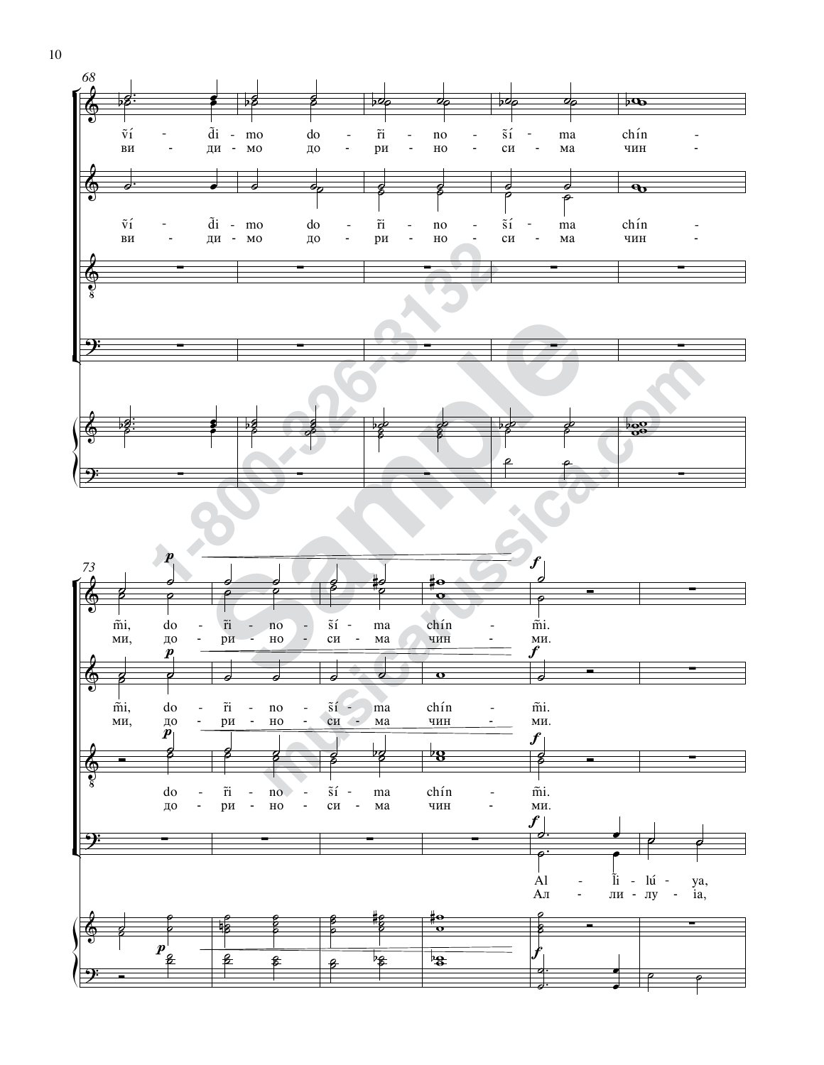68

ṽí - d̃i - mo do - r̃i - no - s̃í - ma chín -
ви - ди - мо до - ри - но - си - ма чин -

ṽí - d̃i - mo do - r̃i - no - s̃í - ma chín -
ви - ди - мо до - ри - но - си - ма чин -

73

*p* *f*

m̃i, do - r̃i - no - s̃í - ma chín - m̃i.
ми, до - ри - но - си - ма чин - ми.

*p* *f*

m̃i, do - r̃i - no - s̃í - ma chín - m̃i.
ми, до - ри - но - си - ма чин - ми.

*p* *f*

do - r̃i - no - s̃í - ma chín - m̃i.
до - ри - но - си - ма чин - ми.

*f*

Al - l̃i - lú - ya,
Ал - ли - лу - ia,

*p* *f*